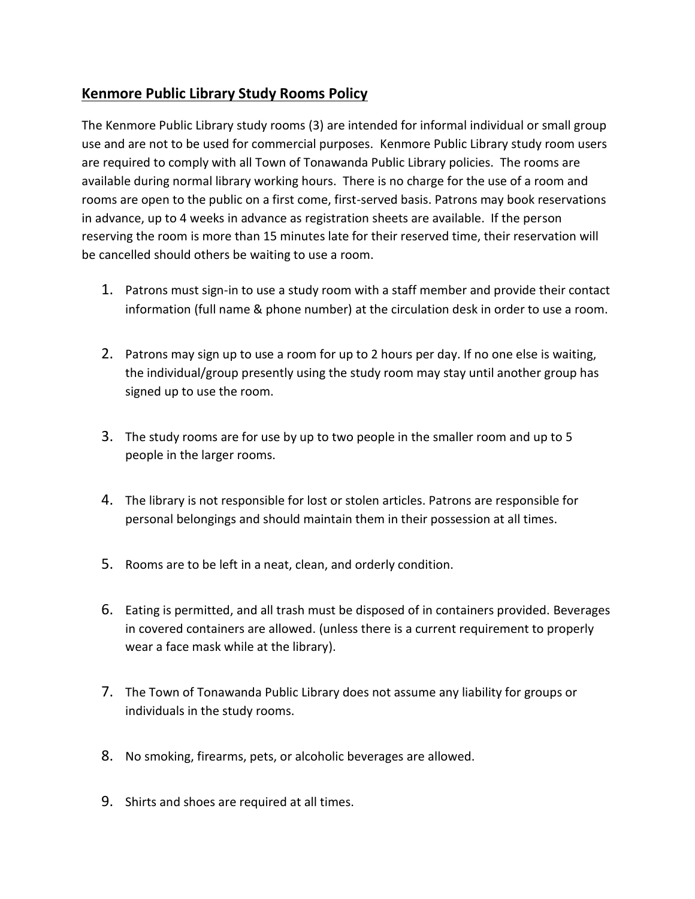## Kenmore Public Library Study Rooms Policy

The Kenmore Public Library study rooms (3) are intended for informal individual or small group use and are not to be used for commercial purposes. Kenmore Public Library study room users are required to comply with all Town of Tonawanda Public Library policies. The rooms are available during normal library working hours. There is no charge for the use of a room and rooms are open to the public on a first come, first-served basis. Patrons may book reservations in advance, up to 4 weeks in advance as registration sheets are available. If the person reserving the room is more than 15 minutes late for their reserved time, their reservation will be cancelled should others be waiting to use a room.

1. Patrons must sign-in to use a study room with a staff member and provide their contact information (full name & phone number) at the circulation desk in order to use a room.

2. Patrons may sign up to use a room for up to 2 hours per day. If no one else is waiting, the individual/group presently using the study room may stay until another group has signed up to use the room.

3. The study rooms are for use by up to two people in the smaller room and up to 5 people in the larger rooms.

4. The library is not responsible for lost or stolen articles. Patrons are responsible for personal belongings and should maintain them in their possession at all times.

5. Rooms are to be left in a neat, clean, and orderly condition.

6. Eating is permitted, and all trash must be disposed of in containers provided. Beverages in covered containers are allowed. (unless there is a current requirement to properly wear a face mask while at the library).

7. The Town of Tonawanda Public Library does not assume any liability for groups or individuals in the study rooms.

8. No smoking, firearms, pets, or alcoholic beverages are allowed.

9. Shirts and shoes are required at all times.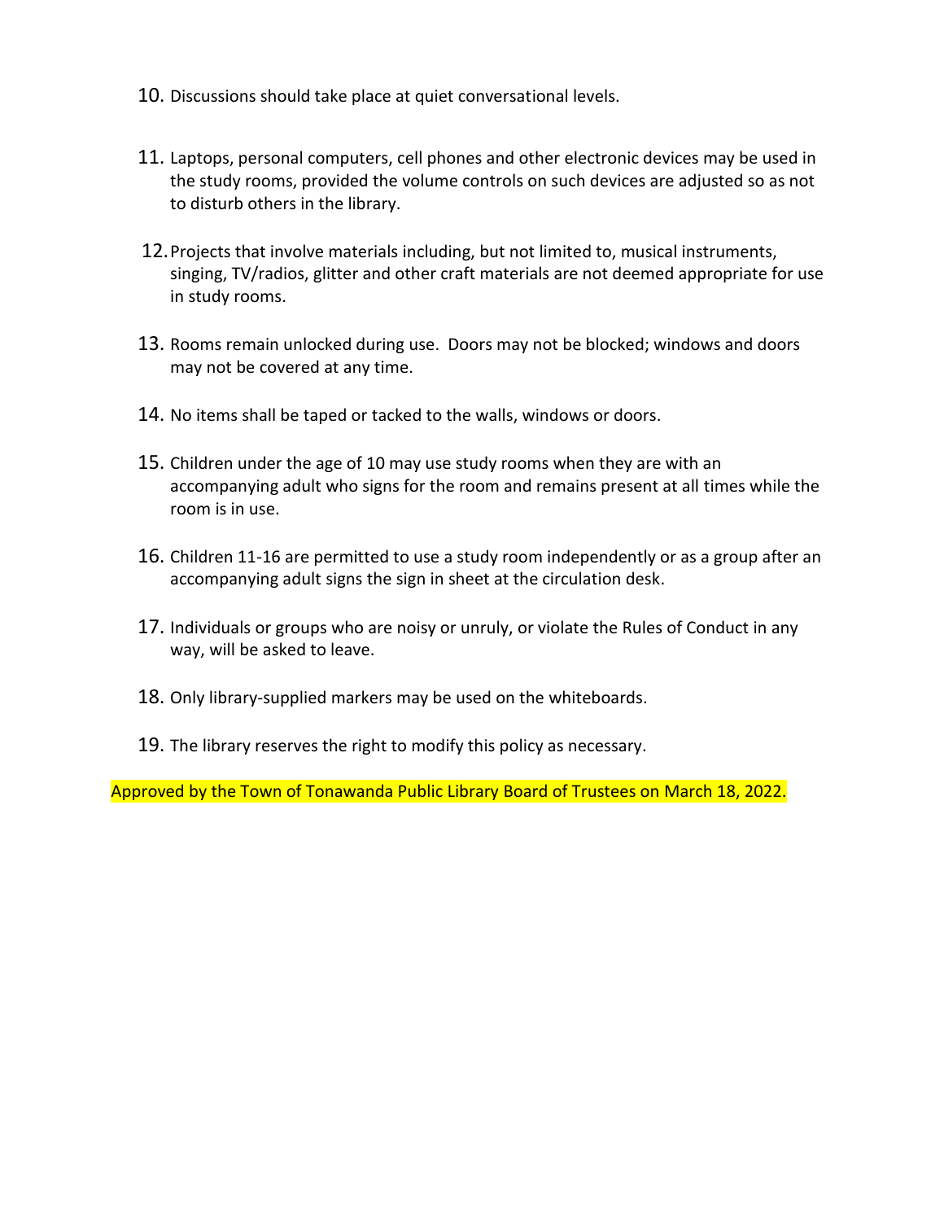10. Discussions should take place at quiet conversational levels.

11. Laptops, personal computers, cell phones and other electronic devices may be used in the study rooms, provided the volume controls on such devices are adjusted so as not to disturb others in the library.

12. Projects that involve materials including, but not limited to, musical instruments, singing, TV/radios, glitter and other craft materials are not deemed appropriate for use in study rooms.

13. Rooms remain unlocked during use. Doors may not be blocked; windows and doors may not be covered at any time.

14. No items shall be taped or tacked to the walls, windows or doors.

15. Children under the age of 10 may use study rooms when they are with an accompanying adult who signs for the room and remains present at all times while the room is in use.

16. Children 11-16 are permitted to use a study room independently or as a group after an accompanying adult signs the sign in sheet at the circulation desk.

17. Individuals or groups who are noisy or unruly, or violate the Rules of Conduct in any way, will be asked to leave.

18. Only library-supplied markers may be used on the whiteboards.

19. The library reserves the right to modify this policy as necessary.

Approved by the Town of Tonawanda Public Library Board of Trustees on March 18, 2022.